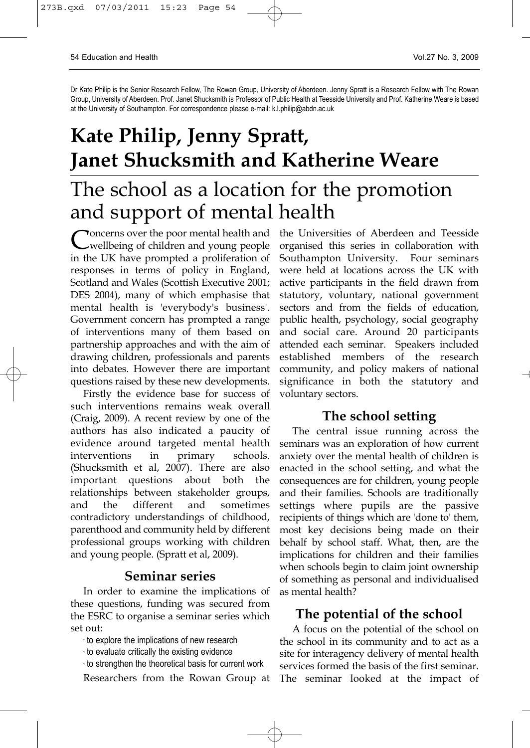Dr Kate Philip is the Senior Research Fellow, The Rowan Group, University of Aberdeen. Jenny Spratt is a Research Fellow with The Rowan Group, University of Aberdeen. Prof. Janet Shucksmith is Professor of Public Health at Teesside University and Prof. Katherine Weare is based at the University of Southampton. For correspondence please e-mail: k.l.philip@abdn.ac.uk

# Kate Philip, Jenny Spratt, Janet Shucksmith and Katherine Weare

# The school as a location for the promotion and support of mental health

Concerns over the poor mental health and wellbeing of children and young people in the UK have prompted a proliferation of responses in terms of policy in England, Scotland and Wales (Scottish Executive 2001; DES 2004), many of which emphasise that mental health is 'everybody's business'. Government concern has prompted a range of interventions many of them based on partnership approaches and with the aim of drawing children, professionals and parents into debates. However there are important questions raised by these new developments.

Firstly the evidence base for success of such interventions remains weak overall (Craig, 2009). A recent review by one of the authors has also indicated a paucity of evidence around targeted mental health interventions in primary schools. (Shucksmith et al, 2007). There are also important questions about both the relationships between stakeholder groups, and the different and sometimes contradictory understandings of childhood, parenthood and community held by different professional groups working with children and young people. (Spratt et al, 2009).

## Seminar series

In order to examine the implications of these questions, funding was secured from the ESRC to organise a seminar series which set out:

- to explore the implications of new research
- to evaluate critically the existing evidence
- to strengthen the theoretical basis for current work

Researchers from the Rowan Group at the Universities of Aberdeen and Teesside organised this series in collaboration with Southampton University. Four seminars were held at locations across the UK with active participants in the field drawn from statutory, voluntary, national government sectors and from the fields of education, public health, psychology, social geography and social care. Around 20 participants attended each seminar. Speakers included established members of the research community, and policy makers of national significance in both the statutory and voluntary sectors.

## The school setting

The central issue running across the seminars was an exploration of how current anxiety over the mental health of children is enacted in the school setting, and what the consequences are for children, young people and their families. Schools are traditionally settings where pupils are the passive recipients of things which are 'done to' them, most key decisions being made on their behalf by school staff. What, then, are the implications for children and their families when schools begin to claim joint ownership of something as personal and individualised as mental health?

## The potential of the school

A focus on the potential of the school on the school in its community and to act as a site for interagency delivery of mental health services formed the basis of the first seminar. The seminar looked at the impact of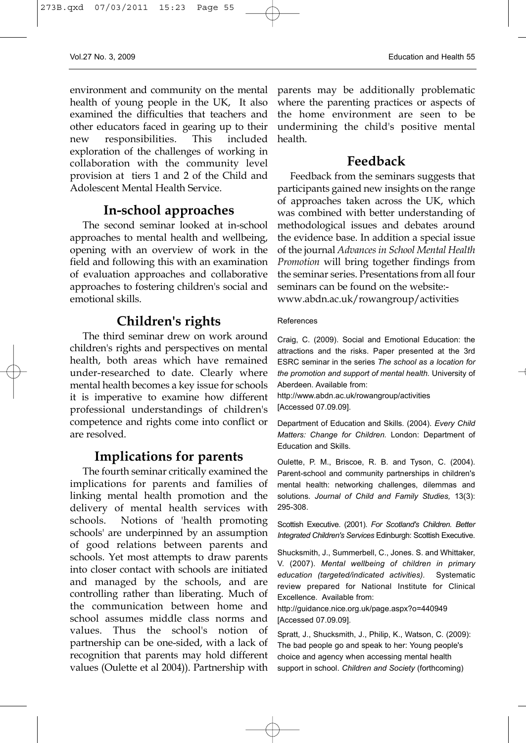environment and community on the mental health of young people in the UK, It also examined the difficulties that teachers and other educators faced in gearing up to their new responsibilities. This included exploration of the challenges of working in collaboration with the community level provision at tiers 1 and 2 of the Child and Adolescent Mental Health Service.

## In-school approaches

The second seminar looked at in-school approaches to mental health and wellbeing, opening with an overview of work in the field and following this with an examination of evaluation approaches and collaborative approaches to fostering children's social and emotional skills.

## Children's rights

The third seminar drew on work around children's rights and perspectives on mental health, both areas which have remained under-researched to date. Clearly where mental health becomes a key issue for schools it is imperative to examine how different professional understandings of children's competence and rights come into conflict or are resolved.

## Implications for parents

The fourth seminar critically examined the implications for parents and families of linking mental health promotion and the delivery of mental health services with schools. Notions of 'health promoting schools' are underpinned by an assumption of good relations between parents and schools. Yet most attempts to draw parents into closer contact with schools are initiated and managed by the schools, and are controlling rather than liberating. Much of the communication between home and school assumes middle class norms and values. Thus the school's notion of partnership can be one-sided, with a lack of recognition that parents may hold different values (Oulette et al 2004)). Partnership with parents may be additionally problematic where the parenting practices or aspects of the home environment are seen to be undermining the child's positive mental health.

## Feedback

Feedback from the seminars suggests that participants gained new insights on the range of approaches taken across the UK, which was combined with better understanding of methodological issues and debates around the evidence base. In addition a special issue of the journal *Advances in School Mental Health Promotion* will bring together findings from the seminar series. Presentations from all four seminars can be found on the website:- www.abdn.ac.uk/rowangroup/activities

References

Craig, C. (2009). Social and Emotional Education: the attractions and the risks. Paper presented at the 3rd ESRC seminar in the series *The school as a location for the promotion and support of mental health.* University of Aberdeen. Available from: http://www.abdn.ac.uk/rowangroup/activities [Accessed 07.09.09].

Department of Education and Skills. (2004). *Every Child Matters: Change for Children.* London: Department of Education and Skills.

Oulette, P. M., Briscoe, R. B. and Tyson, C. (2004). Parent-school and community partnerships in children's mental health: networking challenges, dilemmas and solutions. *Journal of Child and Family Studies,* 13(3): 295-308.

Scottish Executive. (2001). *For Scotland's Children. Better Integrated Children's Services* Edinburgh: Scottish Executive.

Shucksmith, J., Summerbell, C., Jones. S. and Whittaker, V. (2007). *Mental wellbeing of children in primary education (targeted/indicated activities).* Systematic review prepared for National Institute for Clinical Excellence. Available from: http://guidance.nice.org.uk/page.aspx?o=440949 [Accessed 07.09.09].

Spratt, J., Shucksmith, J., Philip, K., Watson, C. (2009): The bad people go and speak to her: Young people's choice and agency when accessing mental health support in school. *Children and Society* (forthcoming)